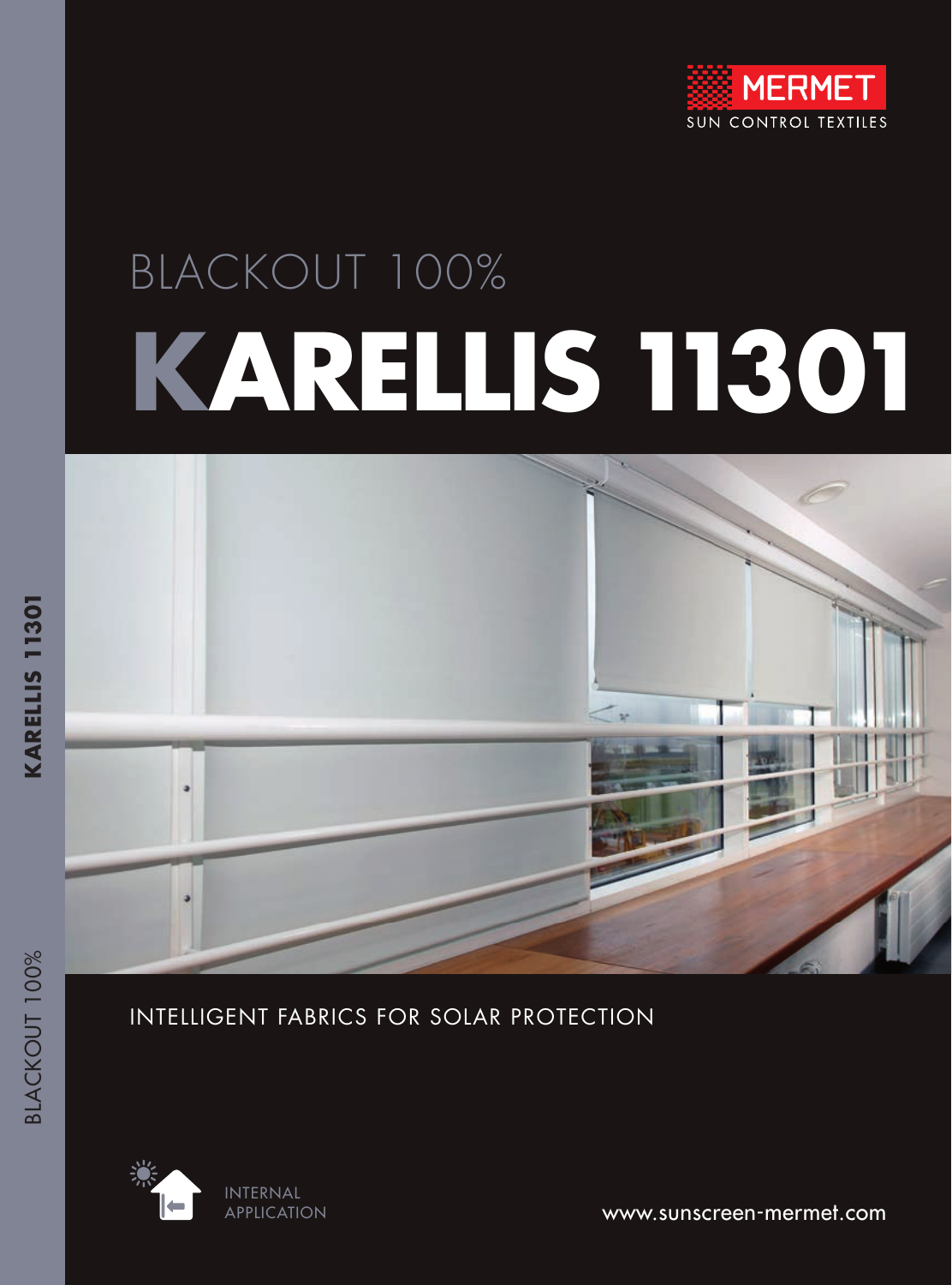MERMET

SUN CONTROL TEXTILES

# BLACKOUT 100%

# KARELLIS 11301

INTELLIGENT FABRICS FOR SOLAR PROTECTION

INTERNAL APPLICATION

www.sunscreen-mermet.com

KARELLIS 11301

BLACKOUT 100%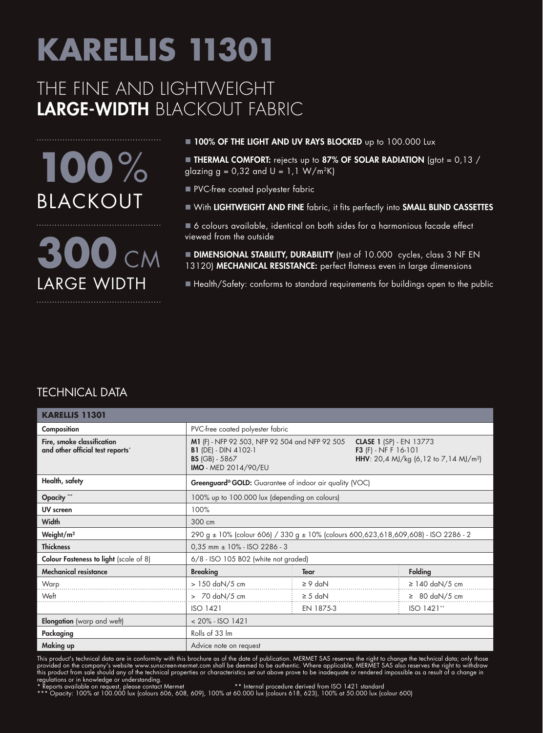# KARELLIS 11301

## THE FINE AND LIGHTWEIGHT **LARGE-WIDTH** BLACKOUT FABRIC

**100%** BLACKOUT

**300** CM LARGE WIDTH

- **100% OF THE LIGHT AND UV RAYS BLOCKED** up to 100.000 Lux
- **THERMAL COMFORT:** rejects up to **87% OF SOLAR RADIATION** (gtot = 0,13 / glazing g = 0,32 and U = 1,1 W/m²K)
- PVC-free coated polyester fabric
- With **LIGHTWEIGHT AND FINE** fabric, it fits perfectly into **SMALL BLIND CASSETTES**
- 6 colours available, identical on both sides for a harmonious facade effect viewed from the outside
- **DIMENSIONAL STABILITY, DURABILITY** (test of 10.000 cycles, class 3 NF EN 13120) **MECHANICAL RESISTANCE:** perfect flatness even in large dimensions
- Health/Safety: conforms to standard requirements for buildings open to the public

## TECHNICAL DATA

| **KARELLIS 11301** | | | |
|---|---|---|---|
| **Composition** | PVC-free coated polyester fabric | | |
| **Fire, smoke classification and other official test reports*** | **M1** (F) - NFP 92 503, NFP 92 504 and NFP 92 505<br>**B1** (DE) - DIN 4102-1<br>**BS** (GB) - 5867<br>**IMO** - MED 2014/90/EU | **CLASE 1** (SP) - EN 13773<br>**F3** (F) - NF F 16-101<br>**HHV**: 20,4 MJ/kg (6,12 to 7,14 MJ/m²) | |
| **Health, safety** | **Greenguard® GOLD:** Guarantee of indoor air quality (VOC) | | |
| **Opacity \*\*\*** | 100% up to 100.000 lux (depending on colours) | | |
| **UV screen** | 100% | | |
| **Width** | 300 cm | | |
| **Weight/m²** | 290 g ± 10% (colour 606) / 330 g ± 10% (colours 600,623,618,609,608) - ISO 2286 - 2 | | |
| **Thickness** | 0,35 mm ± 10% - ISO 2286 - 3 | | |
| **Colour Fasteness to light** (scale of 8) | 6/8 - ISO 105 B02 (white not graded) | | |
| **Mechanical resistance** | **Breaking** | **Tear** | **Folding** |
| Warp | > 150 daN/5 cm | ≥ 9 daN | ≥ 140 daN/5 cm |
| Weft | > 70 daN/5 cm | ≥ 5 daN | ≥ 80 daN/5 cm |
| | ISO 1421 | EN 1875-3 | ISO 1421** |
| **Elongation** (warp and weft) | < 20% - ISO 1421 | | |
| **Packaging** | Rolls of 33 lm | | |
| **Making up** | Advice note on request | | |

This product's technical data are in conformity with this brochure as of the date of publication. MERMET SAS reserves the right to change the technical data; only those provided on the company's website www.sunscreen-mermet.com shall be deemed to be authentic. Where applicable, MERMET SAS also reserves the right to withdraw this product from sale should any of the technical properties or characteristics set out above prove to be inadequate or rendered impossible as a result of a change in regulations or in knowledge or understanding.

\* Reports available on request, please contact Mermet

\*\* Internal procedure derived from ISO 1421 standard

\*\*\* Opacity: 100% at 100.000 lux (colours 606, 608, 609), 100% at 60.000 lux (colours 618, 623), 100% at 50.000 lux (colour 600)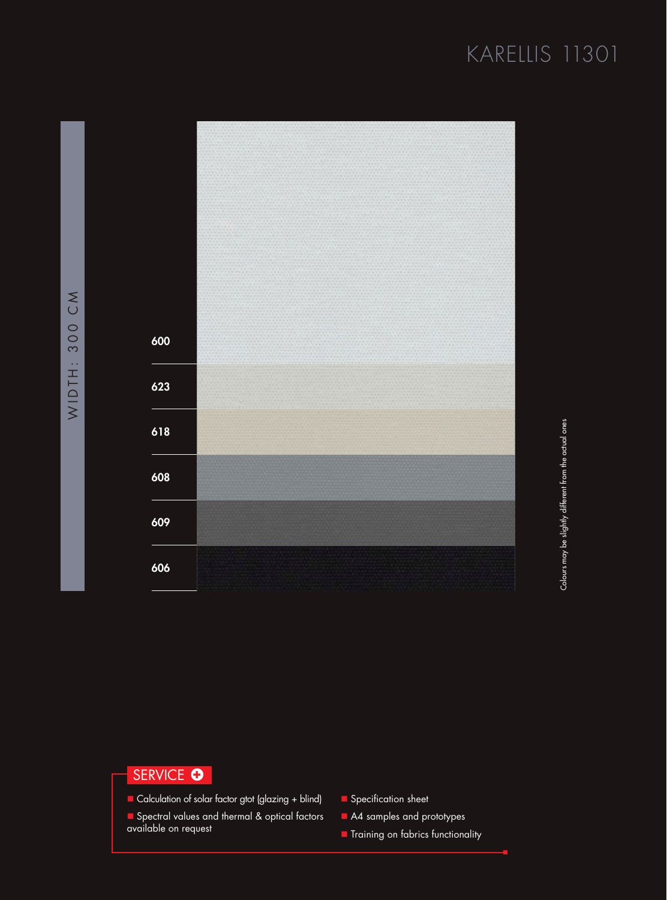# KARELLIS 11301

WIDTH: 300 CM

600

623

618

608

609

606

Colours may be slightly different from the actual ones

## SERVICE

- Calculation of solar factor gtot (glazing + blind)
- Spectral values and thermal & optical factors available on request
- Specification sheet
- A4 samples and prototypes
- Training on fabrics functionality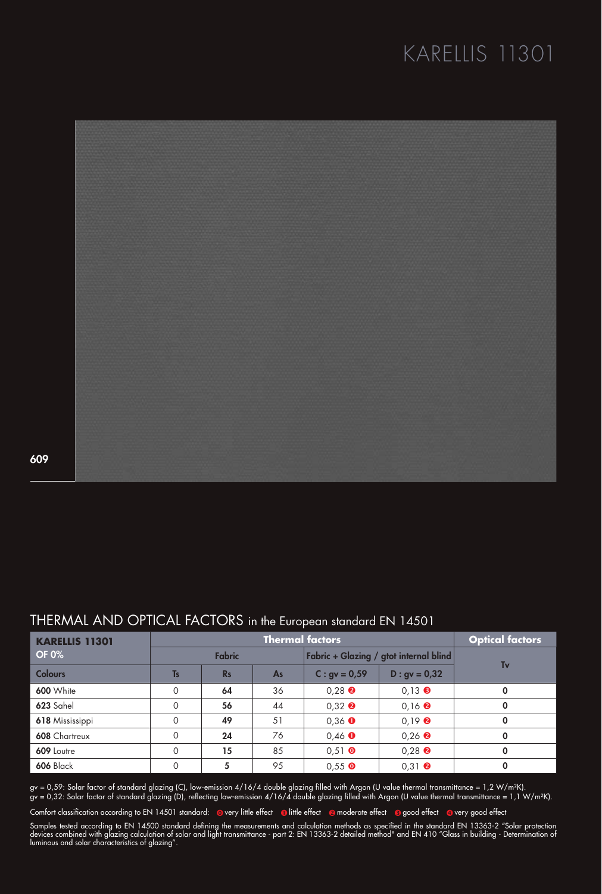# KARELLIS 11301

609

## THERMAL AND OPTICAL FACTORS in the European standard EN 14501

| KARELLIS 11301 OF 0% | Thermal factors | | | | | Optical factors |
|---|---|---|---|---|---|---|
| | Fabric | | | Fabric + Glazing / gtot internal blind | | Tv |
| Colours | Ts | Rs | As | C : gv = 0,59 | D : gv = 0,32 | |
| **600** White | 0 | **64** | 36 | 0,28 ❷ | 0,13 ❸ | **0** |
| **623** Sahel | 0 | **56** | 44 | 0,32 ❷ | 0,16 ❷ | **0** |
| **618** Mississippi | 0 | **49** | 51 | 0,36 ❶ | 0,19 ❷ | **0** |
| **608** Chartreux | 0 | **24** | 76 | 0,46 ❶ | 0,26 ❷ | **0** |
| **609** Loutre | 0 | **15** | 85 | 0,51 ⓿ | 0,28 ❷ | **0** |
| **606** Black | 0 | **5** | 95 | 0,55 ⓿ | 0,31 ❷ | **0** |

gv = 0,59: Solar factor of standard glazing (C), low-emission 4/16/4 double glazing filled with Argon (U value thermal transmittance = 1,2 W/m²K).
gv = 0,32: Solar factor of standard glazing (D), reflecting low-emission 4/16/4 double glazing filled with Argon (U value thermal transmittance = 1,1 W/m²K).

Comfort classification according to EN 14501 standard: ⓿ very little effect ❶ little effect ❷ moderate effect ❸ good effect ❹ very good effect

Samples tested according to EN 14500 standard defining the measurements and calculation methods as specified in the standard EN 13363-2 "Solar protection devices combined with glazing calculation of solar and light transmittance - part 2: EN 13363-2 detailed method" and EN 410 "Glass in building - Determination of luminous and solar characteristics of glazing".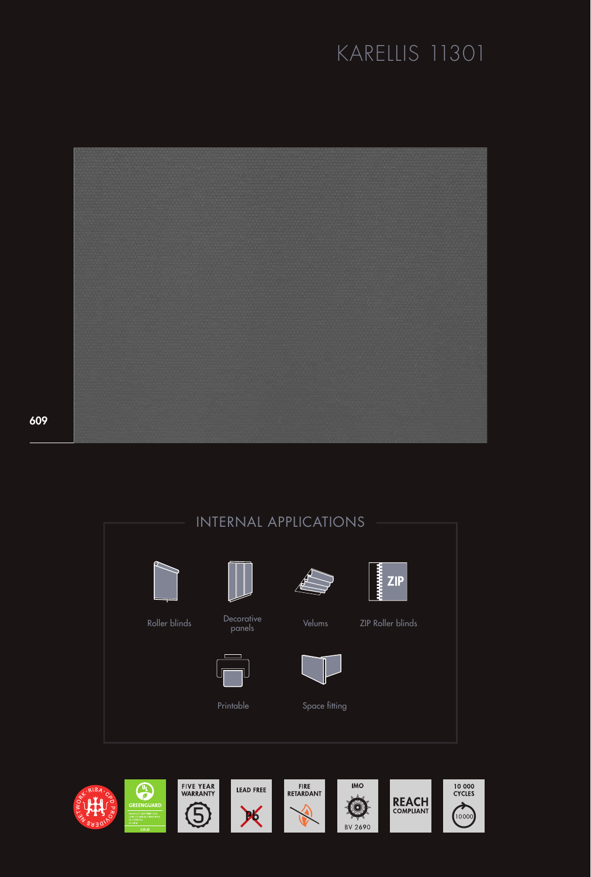# KARELLIS 11301

609

## INTERNAL APPLICATIONS

- Roller blinds
- Decorative panels
- Velums
- ZIP Roller blinds
- Printable
- Space fitting

FIVE YEAR WARRANTY

LEAD FREE

FIRE RETARDANT

IMO BV 2690

REACH COMPLIANT

10 000 CYCLES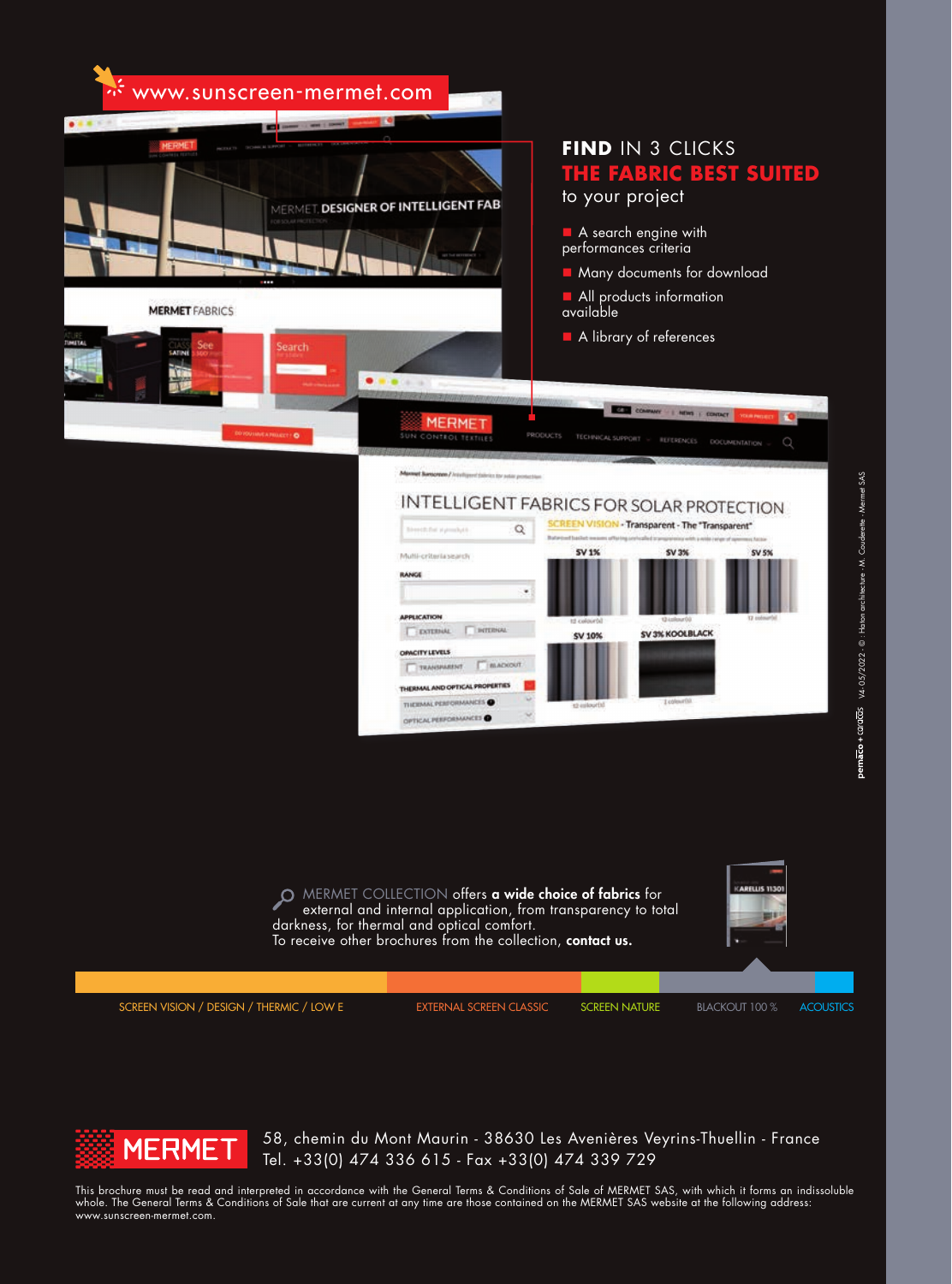www.sunscreen-mermet.com

## FIND IN 3 CLICKS THE FABRIC BEST SUITED to your project

- A search engine with performances criteria
- Many documents for download
- All products information available
- A library of references

MERMET COLLECTION offers **a wide choice of fabrics** for external and internal application, from transparency to total darkness, for thermal and optical comfort.
To receive other brochures from the collection, **contact us.**

SCREEN VISION / DESIGN / THERMIC / LOW E — EXTERNAL SCREEN CLASSIC — SCREEN NATURE — BLACKOUT 100 % — ACOUSTICS

pemaco + caractis V4 05/2022 - © : Haton architecture - M. Coudercette - Mermet SAS

MERMET

58, chemin du Mont Maurin - 38630 Les Avenières Veyrins-Thuellin - France
Tel. +33(0) 474 336 615 - Fax +33(0) 474 339 729

This brochure must be read and interpreted in accordance with the General Terms & Conditions of Sale of MERMET SAS, with which it forms an indissoluble whole. The General Terms & Conditions of Sale that are current at any time are those contained on the MERMET SAS website at the following address: www.sunscreen-mermet.com.